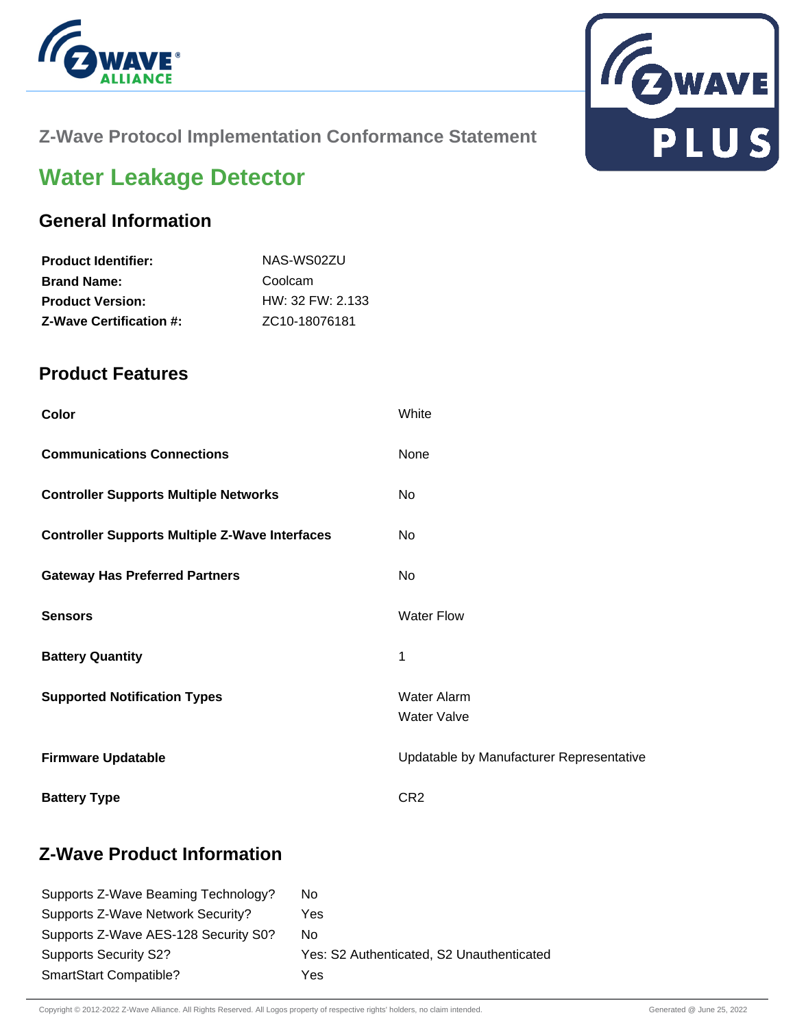Z-Wave Protocol Implementation Conformance Statement

# Water Leakage Detector

## General Information

| | |
|---|---|
| **Product Identifier:** | NAS-WS02ZU |
| **Brand Name:** | Coolcam |
| **Product Version:** | HW: 32 FW: 2.133 |
| **Z-Wave Certification #:** | ZC10-18076181 |

## Product Features

| | |
|---|---|
| **Color** | White |
| **Communications Connections** | None |
| **Controller Supports Multiple Networks** | No |
| **Controller Supports Multiple Z-Wave Interfaces** | No |
| **Gateway Has Preferred Partners** | No |
| **Sensors** | Water Flow |
| **Battery Quantity** | 1 |
| **Supported Notification Types** | Water Alarm<br>Water Valve |
| **Firmware Updatable** | Updatable by Manufacturer Representative |
| **Battery Type** | CR2 |

## Z-Wave Product Information

| | |
|---|---|
| Supports Z-Wave Beaming Technology? | No |
| Supports Z-Wave Network Security? | Yes |
| Supports Z-Wave AES-128 Security S0? | No |
| Supports Security S2? | Yes: S2 Authenticated, S2 Unauthenticated |
| SmartStart Compatible? | Yes |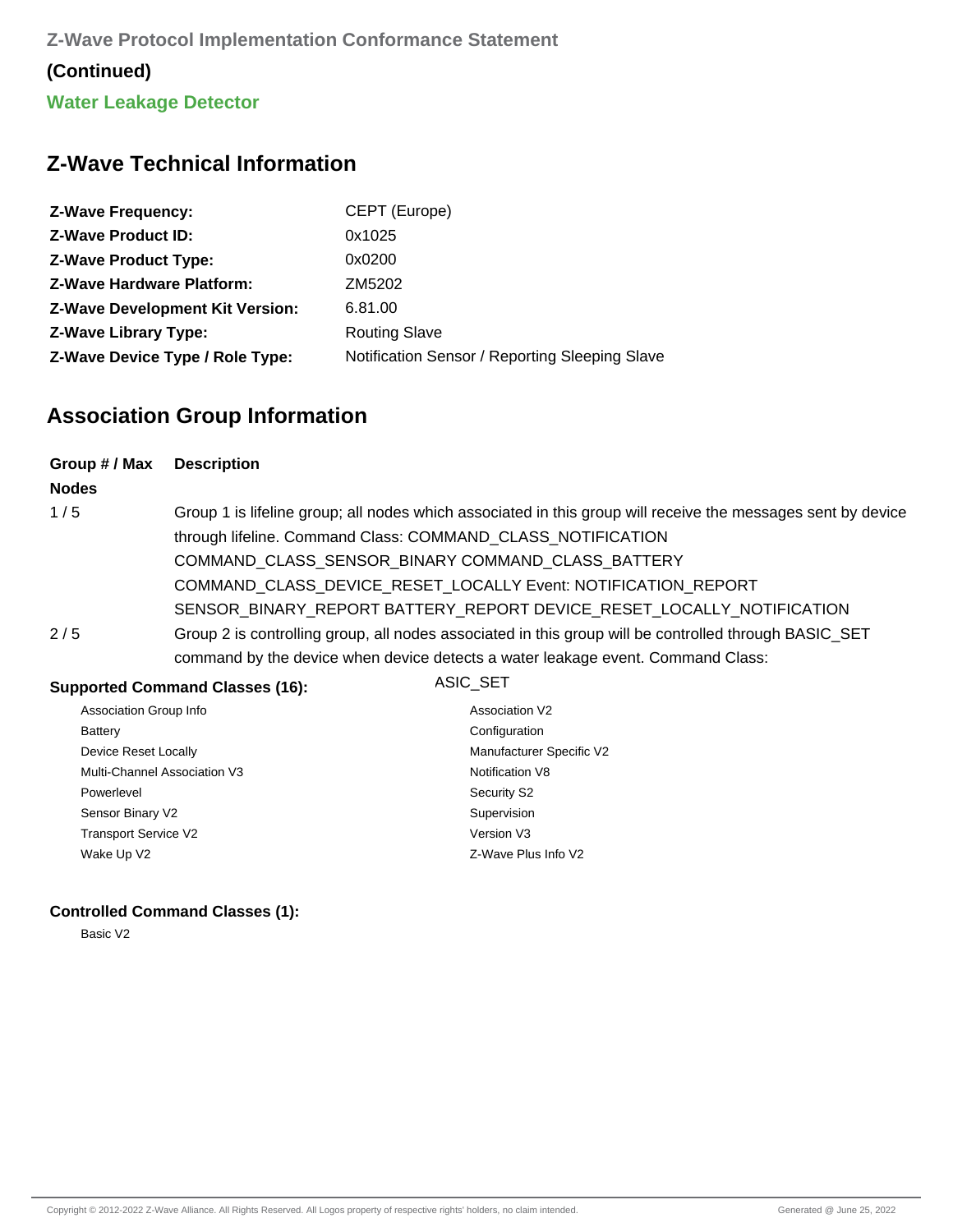Z-Wave Protocol Implementation Conformance Statement

**(Continued)**

**Water Leakage Detector**

## Z-Wave Technical Information

| | |
|---|---|
| **Z-Wave Frequency:** | CEPT (Europe) |
| **Z-Wave Product ID:** | 0x1025 |
| **Z-Wave Product Type:** | 0x0200 |
| **Z-Wave Hardware Platform:** | ZM5202 |
| **Z-Wave Development Kit Version:** | 6.81.00 |
| **Z-Wave Library Type:** | Routing Slave |
| **Z-Wave Device Type / Role Type:** | Notification Sensor / Reporting Sleeping Slave |

## Association Group Information

| Group # / Max Nodes | Description |
|---|---|
| 1 / 5 | Group 1 is lifeline group; all nodes which associated in this group will receive the messages sent by device through lifeline. Command Class: COMMAND_CLASS_NOTIFICATION COMMAND_CLASS_SENSOR_BINARY COMMAND_CLASS_BATTERY COMMAND_CLASS_DEVICE_RESET_LOCALLY Event: NOTIFICATION_REPORT SENSOR_BINARY_REPORT BATTERY_REPORT DEVICE_RESET_LOCALLY_NOTIFICATION |
| 2 / 5 | Group 2 is controlling group, all nodes associated in this group will be controlled through BASIC_SET command by the device when device detects a water leakage event. Command Class: ASIC_SET |

**Supported Command Classes (16):**

- Association Group Info
- Association V2
- Battery
- Configuration
- Device Reset Locally
- Manufacturer Specific V2
- Multi-Channel Association V3
- Notification V8
- Powerlevel
- Security S2
- Sensor Binary V2
- Supervision
- Transport Service V2
- Version V3
- Wake Up V2
- Z-Wave Plus Info V2

**Controlled Command Classes (1):**

- Basic V2